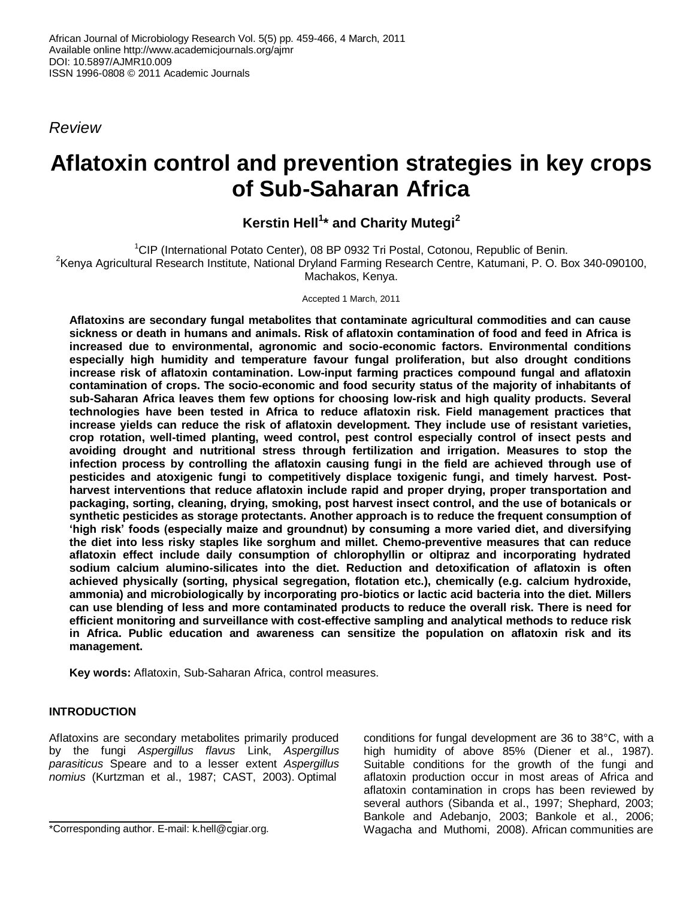*Review*

# Aflatoxin control and prevention strategies in key crops of Sub-Saharan Africa

**Kerstin Hell[1]* and Charity Mutegi[2]**

[1]CIP (International Potato Center), 08 BP 0932 Tri Postal, Cotonou, Republic of Benin.
[2]Kenya Agricultural Research Institute, National Dryland Farming Research Centre, Katumani, P. O. Box 340-090100, Machakos, Kenya.

Accepted 1 March, 2011

**Aflatoxins are secondary fungal metabolites that contaminate agricultural commodities and can cause sickness or death in humans and animals. Risk of aflatoxin contamination of food and feed in Africa is increased due to environmental, agronomic and socio-economic factors. Environmental conditions especially high humidity and temperature favour fungal proliferation, but also drought conditions increase risk of aflatoxin contamination. Low-input farming practices compound fungal and aflatoxin contamination of crops. The socio-economic and food security status of the majority of inhabitants of sub-Saharan Africa leaves them few options for choosing low-risk and high quality products. Several technologies have been tested in Africa to reduce aflatoxin risk. Field management practices that increase yields can reduce the risk of aflatoxin development. They include use of resistant varieties, crop rotation, well-timed planting, weed control, pest control especially control of insect pests and avoiding drought and nutritional stress through fertilization and irrigation. Measures to stop the infection process by controlling the aflatoxin causing fungi in the field are achieved through use of pesticides and atoxigenic fungi to competitively displace toxigenic fungi, and timely harvest. Post-harvest interventions that reduce aflatoxin include rapid and proper drying, proper transportation and packaging, sorting, cleaning, drying, smoking, post harvest insect control, and the use of botanicals or synthetic pesticides as storage protectants. Another approach is to reduce the frequent consumption of 'high risk' foods (especially maize and groundnut) by consuming a more varied diet, and diversifying the diet into less risky staples like sorghum and millet. Chemo-preventive measures that can reduce aflatoxin effect include daily consumption of chlorophyllin or oltipraz and incorporating hydrated sodium calcium alumino-silicates into the diet. Reduction and detoxification of aflatoxin is often achieved physically (sorting, physical segregation, flotation etc.), chemically (e.g. calcium hydroxide, ammonia) and microbiologically by incorporating pro-biotics or lactic acid bacteria into the diet. Millers can use blending of less and more contaminated products to reduce the overall risk. There is need for efficient monitoring and surveillance with cost-effective sampling and analytical methods to reduce risk in Africa. Public education and awareness can sensitize the population on aflatoxin risk and its management.**

**Key words:** Aflatoxin, Sub-Saharan Africa, control measures.

## INTRODUCTION

Aflatoxins are secondary metabolites primarily produced by the fungi *Aspergillus flavus* Link, *Aspergillus parasiticus* Speare and to a lesser extent *Aspergillus nomius* (Kurtzman et al., 1987; CAST, 2003). Optimal conditions for fungal development are 36 to 38°C, with a high humidity of above 85% (Diener et al., 1987). Suitable conditions for the growth of the fungi and aflatoxin production occur in most areas of Africa and aflatoxin contamination in crops has been reviewed by several authors (Sibanda et al., 1997; Shephard, 2003; Bankole and Adebanjo, 2003; Bankole et al., 2006; Wagacha and Muthomi, 2008). African communities are

*Corresponding author. E-mail: k.hell@cgiar.org.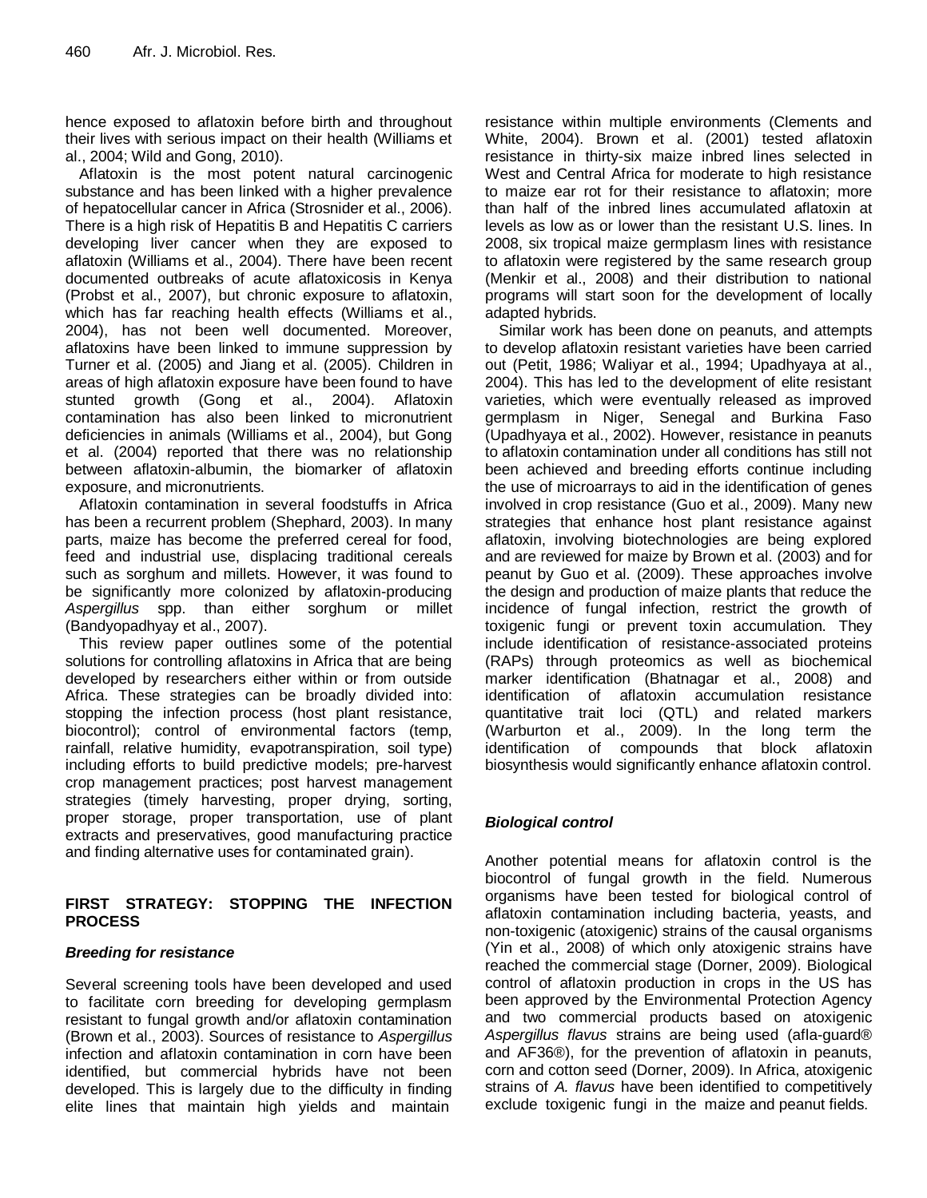hence exposed to aflatoxin before birth and throughout their lives with serious impact on their health (Williams et al., 2004; Wild and Gong, 2010).

Aflatoxin is the most potent natural carcinogenic substance and has been linked with a higher prevalence of hepatocellular cancer in Africa (Strosnider et al., 2006). There is a high risk of Hepatitis B and Hepatitis C carriers developing liver cancer when they are exposed to aflatoxin (Williams et al., 2004). There have been recent documented outbreaks of acute aflatoxicosis in Kenya (Probst et al., 2007), but chronic exposure to aflatoxin, which has far reaching health effects (Williams et al., 2004), has not been well documented. Moreover, aflatoxins have been linked to immune suppression by Turner et al. (2005) and Jiang et al. (2005). Children in areas of high aflatoxin exposure have been found to have stunted growth (Gong et al., 2004). Aflatoxin contamination has also been linked to micronutrient deficiencies in animals (Williams et al., 2004), but Gong et al. (2004) reported that there was no relationship between aflatoxin-albumin, the biomarker of aflatoxin exposure, and micronutrients.

Aflatoxin contamination in several foodstuffs in Africa has been a recurrent problem (Shephard, 2003). In many parts, maize has become the preferred cereal for food, feed and industrial use, displacing traditional cereals such as sorghum and millets. However, it was found to be significantly more colonized by aflatoxin-producing *Aspergillus* spp. than either sorghum or millet (Bandyopadhyay et al., 2007).

This review paper outlines some of the potential solutions for controlling aflatoxins in Africa that are being developed by researchers either within or from outside Africa. These strategies can be broadly divided into: stopping the infection process (host plant resistance, biocontrol); control of environmental factors (temp, rainfall, relative humidity, evapotranspiration, soil type) including efforts to build predictive models; pre-harvest crop management practices; post harvest management strategies (timely harvesting, proper drying, sorting, proper storage, proper transportation, use of plant extracts and preservatives, good manufacturing practice and finding alternative uses for contaminated grain).

## FIRST STRATEGY: STOPPING THE INFECTION PROCESS

### *Breeding for resistance*

Several screening tools have been developed and used to facilitate corn breeding for developing germplasm resistant to fungal growth and/or aflatoxin contamination (Brown et al., 2003). Sources of resistance to *Aspergillus* infection and aflatoxin contamination in corn have been identified, but commercial hybrids have not been developed. This is largely due to the difficulty in finding elite lines that maintain high yields and maintain resistance within multiple environments (Clements and White, 2004). Brown et al. (2001) tested aflatoxin resistance in thirty-six maize inbred lines selected in West and Central Africa for moderate to high resistance to maize ear rot for their resistance to aflatoxin; more than half of the inbred lines accumulated aflatoxin at levels as low as or lower than the resistant U.S. lines. In 2008, six tropical maize germplasm lines with resistance to aflatoxin were registered by the same research group (Menkir et al., 2008) and their distribution to national programs will start soon for the development of locally adapted hybrids.

Similar work has been done on peanuts, and attempts to develop aflatoxin resistant varieties have been carried out (Petit, 1986; Waliyar et al., 1994; Upadhyaya at al., 2004). This has led to the development of elite resistant varieties, which were eventually released as improved germplasm in Niger, Senegal and Burkina Faso (Upadhyaya et al., 2002). However, resistance in peanuts to aflatoxin contamination under all conditions has still not been achieved and breeding efforts continue including the use of microarrays to aid in the identification of genes involved in crop resistance (Guo et al., 2009). Many new strategies that enhance host plant resistance against aflatoxin, involving biotechnologies are being explored and are reviewed for maize by Brown et al. (2003) and for peanut by Guo et al. (2009). These approaches involve the design and production of maize plants that reduce the incidence of fungal infection, restrict the growth of toxigenic fungi or prevent toxin accumulation. They include identification of resistance-associated proteins (RAPs) through proteomics as well as biochemical marker identification (Bhatnagar et al., 2008) and identification of aflatoxin accumulation resistance quantitative trait loci (QTL) and related markers (Warburton et al., 2009). In the long term the identification of compounds that block aflatoxin biosynthesis would significantly enhance aflatoxin control.

### *Biological control*

Another potential means for aflatoxin control is the biocontrol of fungal growth in the field. Numerous organisms have been tested for biological control of aflatoxin contamination including bacteria, yeasts, and non-toxigenic (atoxigenic) strains of the causal organisms (Yin et al., 2008) of which only atoxigenic strains have reached the commercial stage (Dorner, 2009). Biological control of aflatoxin production in crops in the US has been approved by the Environmental Protection Agency and two commercial products based on atoxigenic *Aspergillus flavus* strains are being used (afla-guard® and AF36®), for the prevention of aflatoxin in peanuts, corn and cotton seed (Dorner, 2009). In Africa, atoxigenic strains of *A. flavus* have been identified to competitively exclude toxigenic fungi in the maize and peanut fields.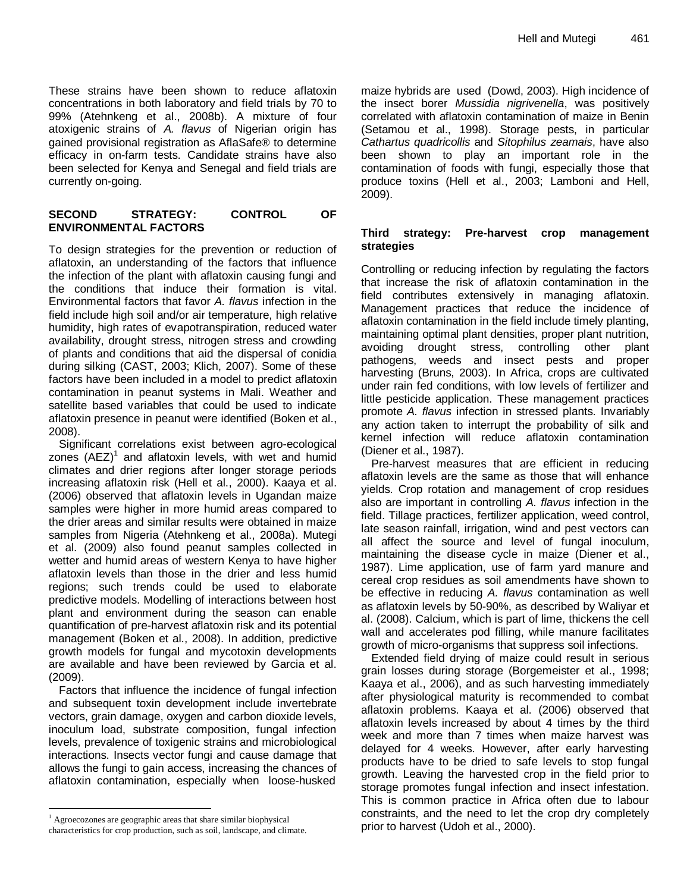These strains have been shown to reduce aflatoxin concentrations in both laboratory and field trials by 70 to 99% (Atehnkeng et al., 2008b). A mixture of four atoxigenic strains of *A. flavus* of Nigerian origin has gained provisional registration as AflaSafe® to determine efficacy in on-farm tests. Candidate strains have also been selected for Kenya and Senegal and field trials are currently on-going.

## SECOND STRATEGY: CONTROL OF ENVIRONMENTAL FACTORS

To design strategies for the prevention or reduction of aflatoxin, an understanding of the factors that influence the infection of the plant with aflatoxin causing fungi and the conditions that induce their formation is vital. Environmental factors that favor *A. flavus* infection in the field include high soil and/or air temperature, high relative humidity, high rates of evapotranspiration, reduced water availability, drought stress, nitrogen stress and crowding of plants and conditions that aid the dispersal of conidia during silking (CAST, 2003; Klich, 2007). Some of these factors have been included in a model to predict aflatoxin contamination in peanut systems in Mali. Weather and satellite based variables that could be used to indicate aflatoxin presence in peanut were identified (Boken et al., 2008).

Significant correlations exist between agro-ecological zones (AEZ)[1] and aflatoxin levels, with wet and humid climates and drier regions after longer storage periods increasing aflatoxin risk (Hell et al., 2000). Kaaya et al. (2006) observed that aflatoxin levels in Ugandan maize samples were higher in more humid areas compared to the drier areas and similar results were obtained in maize samples from Nigeria (Atehnkeng et al., 2008a). Mutegi et al. (2009) also found peanut samples collected in wetter and humid areas of western Kenya to have higher aflatoxin levels than those in the drier and less humid regions; such trends could be used to elaborate predictive models. Modelling of interactions between host plant and environment during the season can enable quantification of pre-harvest aflatoxin risk and its potential management (Boken et al., 2008). In addition, predictive growth models for fungal and mycotoxin developments are available and have been reviewed by Garcia et al. (2009).

Factors that influence the incidence of fungal infection and subsequent toxin development include invertebrate vectors, grain damage, oxygen and carbon dioxide levels, inoculum load, substrate composition, fungal infection levels, prevalence of toxigenic strains and microbiological interactions. Insects vector fungi and cause damage that allows the fungi to gain access, increasing the chances of aflatoxin contamination, especially when loose-husked maize hybrids are used (Dowd, 2003). High incidence of the insect borer *Mussidia nigrivenella*, was positively correlated with aflatoxin contamination of maize in Benin (Setamou et al., 1998). Storage pests, in particular *Cathartus quadricollis* and *Sitophilus zeamais*, have also been shown to play an important role in the contamination of foods with fungi, especially those that produce toxins (Hell et al., 2003; Lamboni and Hell, 2009).

[1] Agroecozones are geographic areas that share similar biophysical characteristics for crop production, such as soil, landscape, and climate.

### Third strategy: Pre-harvest crop management strategies

Controlling or reducing infection by regulating the factors that increase the risk of aflatoxin contamination in the field contributes extensively in managing aflatoxin. Management practices that reduce the incidence of aflatoxin contamination in the field include timely planting, maintaining optimal plant densities, proper plant nutrition, avoiding drought stress, controlling other plant pathogens, weeds and insect pests and proper harvesting (Bruns, 2003). In Africa, crops are cultivated under rain fed conditions, with low levels of fertilizer and little pesticide application. These management practices promote *A. flavus* infection in stressed plants. Invariably any action taken to interrupt the probability of silk and kernel infection will reduce aflatoxin contamination (Diener et al., 1987).

Pre-harvest measures that are efficient in reducing aflatoxin levels are the same as those that will enhance yields. Crop rotation and management of crop residues also are important in controlling *A. flavus* infection in the field. Tillage practices, fertilizer application, weed control, late season rainfall, irrigation, wind and pest vectors can all affect the source and level of fungal inoculum, maintaining the disease cycle in maize (Diener et al., 1987). Lime application, use of farm yard manure and cereal crop residues as soil amendments have shown to be effective in reducing *A. flavus* contamination as well as aflatoxin levels by 50-90%, as described by Waliyar et al. (2008). Calcium, which is part of lime, thickens the cell wall and accelerates pod filling, while manure facilitates growth of micro-organisms that suppress soil infections.

Extended field drying of maize could result in serious grain losses during storage (Borgemeister et al., 1998; Kaaya et al., 2006), and as such harvesting immediately after physiological maturity is recommended to combat aflatoxin problems. Kaaya et al. (2006) observed that aflatoxin levels increased by about 4 times by the third week and more than 7 times when maize harvest was delayed for 4 weeks. However, after early harvesting products have to be dried to safe levels to stop fungal growth. Leaving the harvested crop in the field prior to storage promotes fungal infection and insect infestation. This is common practice in Africa often due to labour constraints, and the need to let the crop dry completely prior to harvest (Udoh et al., 2000).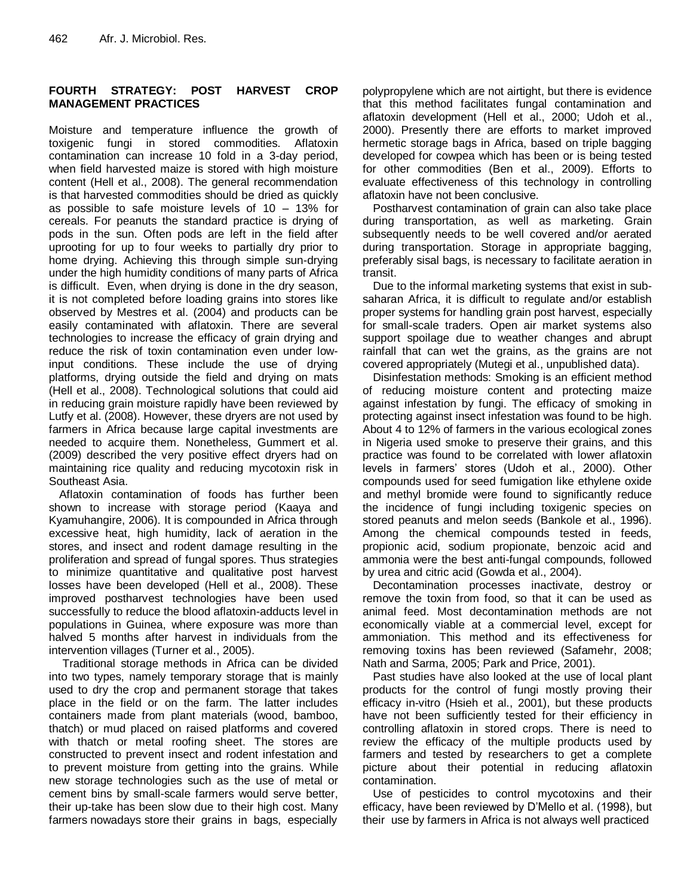## FOURTH STRATEGY: POST HARVEST CROP MANAGEMENT PRACTICES

Moisture and temperature influence the growth of toxigenic fungi in stored commodities. Aflatoxin contamination can increase 10 fold in a 3-day period, when field harvested maize is stored with high moisture content (Hell et al., 2008). The general recommendation is that harvested commodities should be dried as quickly as possible to safe moisture levels of 10 – 13% for cereals. For peanuts the standard practice is drying of pods in the sun. Often pods are left in the field after uprooting for up to four weeks to partially dry prior to home drying. Achieving this through simple sun-drying under the high humidity conditions of many parts of Africa is difficult. Even, when drying is done in the dry season, it is not completed before loading grains into stores like observed by Mestres et al. (2004) and products can be easily contaminated with aflatoxin. There are several technologies to increase the efficacy of grain drying and reduce the risk of toxin contamination even under low-input conditions. These include the use of drying platforms, drying outside the field and drying on mats (Hell et al., 2008). Technological solutions that could aid in reducing grain moisture rapidly have been reviewed by Lutfy et al. (2008). However, these dryers are not used by farmers in Africa because large capital investments are needed to acquire them. Nonetheless, Gummert et al. (2009) described the very positive effect dryers had on maintaining rice quality and reducing mycotoxin risk in Southeast Asia.

Aflatoxin contamination of foods has further been shown to increase with storage period (Kaaya and Kyamuhangire, 2006). It is compounded in Africa through excessive heat, high humidity, lack of aeration in the stores, and insect and rodent damage resulting in the proliferation and spread of fungal spores. Thus strategies to minimize quantitative and qualitative post harvest losses have been developed (Hell et al., 2008). These improved postharvest technologies have been used successfully to reduce the blood aflatoxin-adducts level in populations in Guinea, where exposure was more than halved 5 months after harvest in individuals from the intervention villages (Turner et al., 2005).

Traditional storage methods in Africa can be divided into two types, namely temporary storage that is mainly used to dry the crop and permanent storage that takes place in the field or on the farm. The latter includes containers made from plant materials (wood, bamboo, thatch) or mud placed on raised platforms and covered with thatch or metal roofing sheet. The stores are constructed to prevent insect and rodent infestation and to prevent moisture from getting into the grains. While new storage technologies such as the use of metal or cement bins by small-scale farmers would serve better, their up-take has been slow due to their high cost. Many farmers nowadays store their grains in bags, especially polypropylene which are not airtight, but there is evidence that this method facilitates fungal contamination and aflatoxin development (Hell et al., 2000; Udoh et al., 2000). Presently there are efforts to market improved hermetic storage bags in Africa, based on triple bagging developed for cowpea which has been or is being tested for other commodities (Ben et al., 2009). Efforts to evaluate effectiveness of this technology in controlling aflatoxin have not been conclusive.

Postharvest contamination of grain can also take place during transportation, as well as marketing. Grain subsequently needs to be well covered and/or aerated during transportation. Storage in appropriate bagging, preferably sisal bags, is necessary to facilitate aeration in transit.

Due to the informal marketing systems that exist in sub-saharan Africa, it is difficult to regulate and/or establish proper systems for handling grain post harvest, especially for small-scale traders. Open air market systems also support spoilage due to weather changes and abrupt rainfall that can wet the grains, as the grains are not covered appropriately (Mutegi et al., unpublished data).

Disinfestation methods: Smoking is an efficient method of reducing moisture content and protecting maize against infestation by fungi. The efficacy of smoking in protecting against insect infestation was found to be high. About 4 to 12% of farmers in the various ecological zones in Nigeria used smoke to preserve their grains, and this practice was found to be correlated with lower aflatoxin levels in farmers' stores (Udoh et al., 2000). Other compounds used for seed fumigation like ethylene oxide and methyl bromide were found to significantly reduce the incidence of fungi including toxigenic species on stored peanuts and melon seeds (Bankole et al., 1996). Among the chemical compounds tested in feeds, propionic acid, sodium propionate, benzoic acid and ammonia were the best anti-fungal compounds, followed by urea and citric acid (Gowda et al., 2004).

Decontamination processes inactivate, destroy or remove the toxin from food, so that it can be used as animal feed. Most decontamination methods are not economically viable at a commercial level, except for ammoniation. This method and its effectiveness for removing toxins has been reviewed (Safamehr, 2008; Nath and Sarma, 2005; Park and Price, 2001).

Past studies have also looked at the use of local plant products for the control of fungi mostly proving their efficacy in-vitro (Hsieh et al., 2001), but these products have not been sufficiently tested for their efficiency in controlling aflatoxin in stored crops. There is need to review the efficacy of the multiple products used by farmers and tested by researchers to get a complete picture about their potential in reducing aflatoxin contamination.

Use of pesticides to control mycotoxins and their efficacy, have been reviewed by D'Mello et al. (1998), but their use by farmers in Africa is not always well practiced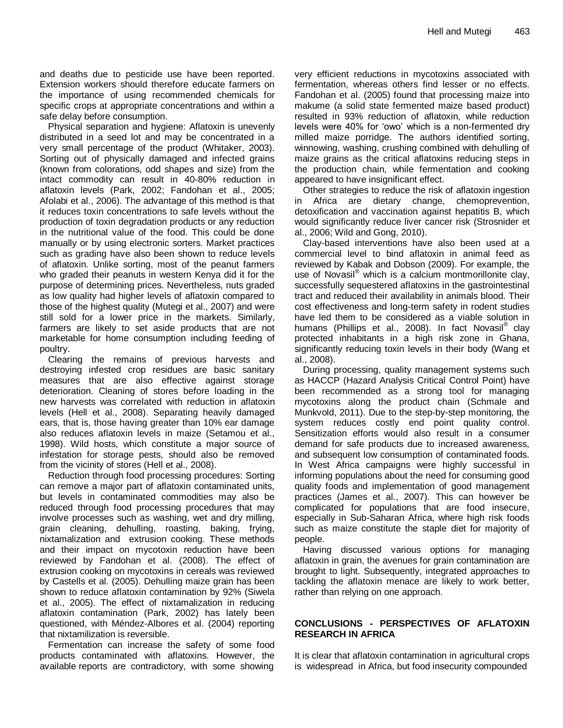and deaths due to pesticide use have been reported. Extension workers should therefore educate farmers on the importance of using recommended chemicals for specific crops at appropriate concentrations and within a safe delay before consumption.

Physical separation and hygiene: Aflatoxin is unevenly distributed in a seed lot and may be concentrated in a very small percentage of the product (Whitaker, 2003). Sorting out of physically damaged and infected grains (known from colorations, odd shapes and size) from the intact commodity can result in 40-80% reduction in aflatoxin levels (Park, 2002; Fandohan et al., 2005; Afolabi et al., 2006). The advantage of this method is that it reduces toxin concentrations to safe levels without the production of toxin degradation products or any reduction in the nutritional value of the food. This could be done manually or by using electronic sorters. Market practices such as grading have also been shown to reduce levels of aflatoxin. Unlike sorting, most of the peanut farmers who graded their peanuts in western Kenya did it for the purpose of determining prices. Nevertheless, nuts graded as low quality had higher levels of aflatoxin compared to those of the highest quality (Mutegi et al., 2007) and were still sold for a lower price in the markets. Similarly, farmers are likely to set aside products that are not marketable for home consumption including feeding of poultry.

Clearing the remains of previous harvests and destroying infested crop residues are basic sanitary measures that are also effective against storage deterioration. Cleaning of stores before loading in the new harvests was correlated with reduction in aflatoxin levels (Hell et al., 2008). Separating heavily damaged ears, that is, those having greater than 10% ear damage also reduces aflatoxin levels in maize (Setamou et al., 1998). Wild hosts, which constitute a major source of infestation for storage pests, should also be removed from the vicinity of stores (Hell et al., 2008).

Reduction through food processing procedures: Sorting can remove a major part of aflatoxin contaminated units, but levels in contaminated commodities may also be reduced through food processing procedures that may involve processes such as washing, wet and dry milling, grain cleaning, dehulling, roasting, baking, frying, nixtamalization and extrusion cooking. These methods and their impact on mycotoxin reduction have been reviewed by Fandohan et al. (2008). The effect of extrusion cooking on mycotoxins in cereals was reviewed by Castells et al. (2005). Dehulling maize grain has been shown to reduce aflatoxin contamination by 92% (Siwela et al., 2005). The effect of nixtamalization in reducing aflatoxin contamination (Park, 2002) has lately been questioned, with Méndez-Albores et al. (2004) reporting that nixtamilization is reversible.

Fermentation can increase the safety of some food products contaminated with aflatoxins. However, the available reports are contradictory, with some showing very efficient reductions in mycotoxins associated with fermentation, whereas others find lesser or no effects. Fandohan et al. (2005) found that processing maize into makume (a solid state fermented maize based product) resulted in 93% reduction of aflatoxin, while reduction levels were 40% for 'owo' which is a non-fermented dry milled maize porridge. The authors identified sorting, winnowing, washing, crushing combined with dehulling of maize grains as the critical aflatoxins reducing steps in the production chain, while fermentation and cooking appeared to have insignificant effect.

Other strategies to reduce the risk of aflatoxin ingestion in Africa are dietary change, chemoprevention, detoxification and vaccination against hepatitis B, which would significantly reduce liver cancer risk (Strosnider et al., 2006; Wild and Gong, 2010).

Clay-based interventions have also been used at a commercial level to bind aflatoxin in animal feed as reviewed by Kabak and Dobson (2009). For example, the use of Novasil® which is a calcium montmorillonite clay, successfully sequestered aflatoxins in the gastrointestinal tract and reduced their availability in animals blood. Their cost effectiveness and long-term safety in rodent studies have led them to be considered as a viable solution in humans (Phillips et al., 2008). In fact Novasil® clay protected inhabitants in a high risk zone in Ghana, significantly reducing toxin levels in their body (Wang et al., 2008).

During processing, quality management systems such as HACCP (Hazard Analysis Critical Control Point) have been recommended as a strong tool for managing mycotoxins along the product chain (Schmale and Munkvold, 2011). Due to the step-by-step monitoring, the system reduces costly end point quality control. Sensitization efforts would also result in a consumer demand for safe products due to increased awareness, and subsequent low consumption of contaminated foods. In West Africa campaigns were highly successful in informing populations about the need for consuming good quality foods and implementation of good management practices (James et al., 2007). This can however be complicated for populations that are food insecure, especially in Sub-Saharan Africa, where high risk foods such as maize constitute the staple diet for majority of people.

Having discussed various options for managing aflatoxin in grain, the avenues for grain contamination are brought to light. Subsequently, integrated approaches to tackling the aflatoxin menace are likely to work better, rather than relying on one approach.

## CONCLUSIONS - PERSPECTIVES OF AFLATOXIN RESEARCH IN AFRICA

It is clear that aflatoxin contamination in agricultural crops is widespread in Africa, but food insecurity compounded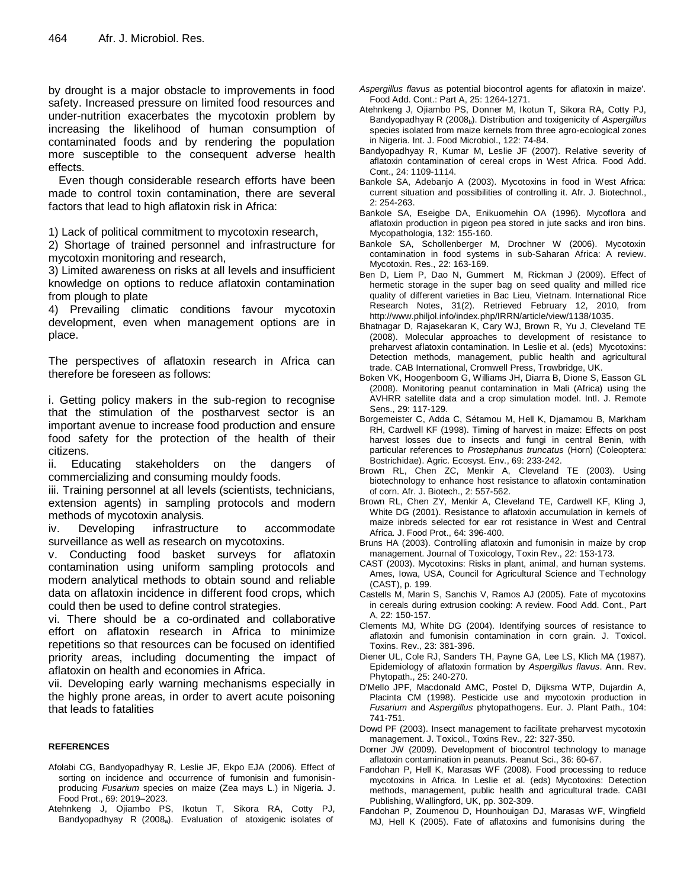by drought is a major obstacle to improvements in food safety. Increased pressure on limited food resources and under-nutrition exacerbates the mycotoxin problem by increasing the likelihood of human consumption of contaminated foods and by rendering the population more susceptible to the consequent adverse health effects.

Even though considerable research efforts have been made to control toxin contamination, there are several factors that lead to high aflatoxin risk in Africa:

1) Lack of political commitment to mycotoxin research,
2) Shortage of trained personnel and infrastructure for mycotoxin monitoring and research,
3) Limited awareness on risks at all levels and insufficient knowledge on options to reduce aflatoxin contamination from plough to plate
4) Prevailing climatic conditions favour mycotoxin development, even when management options are in place.

The perspectives of aflatoxin research in Africa can therefore be foreseen as follows:

i. Getting policy makers in the sub-region to recognise that the stimulation of the postharvest sector is an important avenue to increase food production and ensure food safety for the protection of the health of their citizens.
ii. Educating stakeholders on the dangers of commercializing and consuming mouldy foods.
iii. Training personnel at all levels (scientists, technicians, extension agents) in sampling protocols and modern methods of mycotoxin analysis.
iv. Developing infrastructure to accommodate surveillance as well as research on mycotoxins.
v. Conducting food basket surveys for aflatoxin contamination using uniform sampling protocols and modern analytical methods to obtain sound and reliable data on aflatoxin incidence in different food crops, which could then be used to define control strategies.
vi. There should be a co-ordinated and collaborative effort on aflatoxin research in Africa to minimize repetitions so that resources can be focused on identified priority areas, including documenting the impact of aflatoxin on health and economies in Africa.
vii. Developing early warning mechanisms especially in the highly prone areas, in order to avert acute poisoning that leads to fatalities

## REFERENCES

Afolabi CG, Bandyopadhyay R, Leslie JF, Ekpo EJA (2006). Effect of sorting on incidence and occurrence of fumonisin and fumonisin-producing *Fusarium* species on maize (Zea mays L.) in Nigeria. J. Food Prot., 69: 2019–2023.

Atehnkeng J, Ojiambo PS, Ikotun T, Sikora RA, Cotty PJ, Bandyopadhyay R (2008a). Evaluation of atoxigenic isolates of *Aspergillus flavus* as potential biocontrol agents for aflatoxin in maize'. Food Add. Cont.: Part A, 25: 1264-1271.

Atehnkeng J, Ojiambo PS, Donner M, Ikotun T, Sikora RA, Cotty PJ, Bandyopadhyay R (2008b). Distribution and toxigenicity of *Aspergillus* species isolated from maize kernels from three agro-ecological zones in Nigeria. Int. J. Food Microbiol., 122: 74-84.

Bandyopadhyay R, Kumar M, Leslie JF (2007). Relative severity of aflatoxin contamination of cereal crops in West Africa. Food Add. Cont., 24: 1109-1114.

Bankole SA, Adebanjo A (2003). Mycotoxins in food in West Africa: current situation and possibilities of controlling it. Afr. J. Biotechnol., 2: 254-263.

Bankole SA, Eseigbe DA, Enikuomehin OA (1996). Mycoflora and aflatoxin production in pigeon pea stored in jute sacks and iron bins. Mycopathologia, 132: 155-160.

Bankole SA, Schollenberger M, Drochner W (2006). Mycotoxin contamination in food systems in sub-Saharan Africa: A review. Mycotoxin. Res., 22: 163-169.

Ben D, Liem P, Dao N, Gummert M, Rickman J (2009). Effect of hermetic storage in the super bag on seed quality and milled rice quality of different varieties in Bac Lieu, Vietnam. International Rice Research Notes, 31(2). Retrieved February 12, 2010, from http://www.philjol.info/index.php/IRRN/article/view/1138/1035.

Bhatnagar D, Rajasekaran K, Cary WJ, Brown R, Yu J, Cleveland TE (2008). Molecular approaches to development of resistance to preharvest aflatoxin contamination. In Leslie et al. (eds) Mycotoxins: Detection methods, management, public health and agricultural trade. CAB International, Cromwell Press, Trowbridge, UK.

Boken VK, Hoogenboom G, Williams JH, Diarra B, Dione S, Easson GL (2008). Monitoring peanut contamination in Mali (Africa) using the AVHRR satellite data and a crop simulation model. Intl. J. Remote Sens., 29: 117-129.

Borgemeister C, Adda C, Sétamou M, Hell K, Djamamou B, Markham RH, Cardwell KF (1998). Timing of harvest in maize: Effects on post harvest losses due to insects and fungi in central Benin, with particular references to *Prostephanus truncatus* (Horn) (Coleoptera: Bostrichidae). Agric. Ecosyst. Env., 69: 233-242.

Brown RL, Chen ZC, Menkir A, Cleveland TE (2003). Using biotechnology to enhance host resistance to aflatoxin contamination of corn. Afr. J. Biotech., 2: 557-562.

Brown RL, Chen ZY, Menkir A, Cleveland TE, Cardwell KF, Kling J, White DG (2001). Resistance to aflatoxin accumulation in kernels of maize inbreds selected for ear rot resistance in West and Central Africa. J. Food Prot., 64: 396-400.

Bruns HA (2003). Controlling aflatoxin and fumonisin in maize by crop management. Journal of Toxicology, Toxin Rev., 22: 153-173.

CAST (2003). Mycotoxins: Risks in plant, animal, and human systems. Ames, Iowa, USA, Council for Agricultural Science and Technology (CAST), p. 199.

Castells M, Marin S, Sanchis V, Ramos AJ (2005). Fate of mycotoxins in cereals during extrusion cooking: A review. Food Add. Cont., Part A, 22: 150-157.

Clements MJ, White DG (2004). Identifying sources of resistance to aflatoxin and fumonisin contamination in corn grain. J. Toxicol. Toxins. Rev., 23: 381-396.

Diener UL, Cole RJ, Sanders TH, Payne GA, Lee LS, Klich MA (1987). Epidemiology of aflatoxin formation by *Aspergillus flavus*. Ann. Rev. Phytopath., 25: 240-270.

D'Mello JPF, Macdonald AMC, Postel D, Dijksma WTP, Dujardin A, Placinta CM (1998). Pesticide use and mycotoxin production in *Fusarium* and *Aspergillus* phytopathogens. Eur. J. Plant Path., 104: 741-751.

Dowd PF (2003). Insect management to facilitate preharvest mycotoxin management. J. Toxicol., Toxins Rev., 22: 327-350.

Dorner JW (2009). Development of biocontrol technology to manage aflatoxin contamination in peanuts. Peanut Sci., 36: 60-67.

Fandohan P, Hell K, Marasas WF (2008). Food processing to reduce mycotoxins in Africa. In Leslie et al. (eds) Mycotoxins: Detection methods, management, public health and agricultural trade. CABI Publishing, Wallingford, UK, pp. 302-309.

Fandohan P, Zoumenou D, Hounhouigan DJ, Marasas WF, Wingfield MJ, Hell K (2005). Fate of aflatoxins and fumonisins during the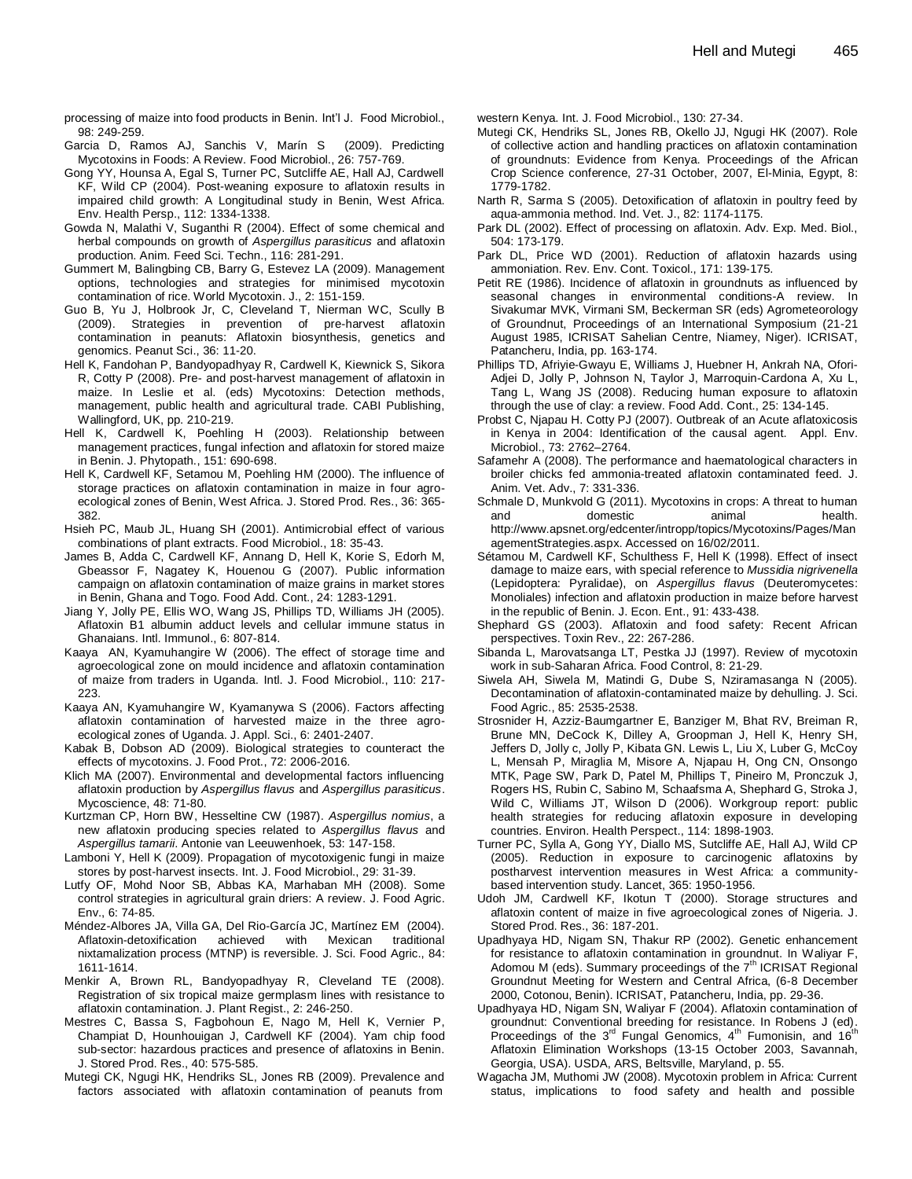processing of maize into food products in Benin. Int'l J. Food Microbiol., 98: 249-259.

Garcia D, Ramos AJ, Sanchis V, Marín S (2009). Predicting Mycotoxins in Foods: A Review. Food Microbiol., 26: 757-769.

Gong YY, Hounsa A, Egal S, Turner PC, Sutcliffe AE, Hall AJ, Cardwell KF, Wild CP (2004). Post-weaning exposure to aflatoxin results in impaired child growth: A Longitudinal study in Benin, West Africa. Env. Health Persp., 112: 1334-1338.

Gowda N, Malathi V, Suganthi R (2004). Effect of some chemical and herbal compounds on growth of *Aspergillus parasiticus* and aflatoxin production. Anim. Feed Sci. Techn., 116: 281-291.

Gummert M, Balingbing CB, Barry G, Estevez LA (2009). Management options, technologies and strategies for minimised mycotoxin contamination of rice. World Mycotoxin. J., 2: 151-159.

Guo B, Yu J, Holbrook Jr, C, Cleveland T, Nierman WC, Scully B (2009). Strategies in prevention of pre-harvest aflatoxin contamination in peanuts: Aflatoxin biosynthesis, genetics and genomics. Peanut Sci., 36: 11-20.

Hell K, Fandohan P, Bandyopadhyay R, Cardwell K, Kiewnick S, Sikora R, Cotty P (2008). Pre- and post-harvest management of aflatoxin in maize. In Leslie et al. (eds) Mycotoxins: Detection methods, management, public health and agricultural trade. CABI Publishing, Wallingford, UK, pp. 210-219.

Hell K, Cardwell K, Poehling H (2003). Relationship between management practices, fungal infection and aflatoxin for stored maize in Benin. J. Phytopath., 151: 690-698.

Hell K, Cardwell KF, Setamou M, Poehling HM (2000). The influence of storage practices on aflatoxin contamination in maize in four agro-ecological zones of Benin, West Africa. J. Stored Prod. Res., 36: 365-382.

Hsieh PC, Maub JL, Huang SH (2001). Antimicrobial effect of various combinations of plant extracts. Food Microbiol., 18: 35-43.

James B, Adda C, Cardwell KF, Annang D, Hell K, Korie S, Edorh M, Gbeassor F, Nagatey K, Houenou G (2007). Public information campaign on aflatoxin contamination of maize grains in market stores in Benin, Ghana and Togo. Food Add. Cont., 24: 1283-1291.

Jiang Y, Jolly PE, Ellis WO, Wang JS, Phillips TD, Williams JH (2005). Aflatoxin B1 albumin adduct levels and cellular immune status in Ghanaians. Intl. Immunol., 6: 807-814.

Kaaya AN, Kyamuhangire W (2006). The effect of storage time and agroecological zone on mould incidence and aflatoxin contamination of maize from traders in Uganda. Intl. J. Food Microbiol., 110: 217-223.

Kaaya AN, Kyamuhangire W, Kyamanywa S (2006). Factors affecting aflatoxin contamination of harvested maize in the three agro-ecological zones of Uganda. J. Appl. Sci., 6: 2401-2407.

Kabak B, Dobson AD (2009). Biological strategies to counteract the effects of mycotoxins. J. Food Prot., 72: 2006-2016.

Klich MA (2007). Environmental and developmental factors influencing aflatoxin production by *Aspergillus flavus* and *Aspergillus parasiticus*. Mycoscience, 48: 71-80.

Kurtzman CP, Horn BW, Hesseltine CW (1987). *Aspergillus nomius*, a new aflatoxin producing species related to *Aspergillus flavus* and *Aspergillus tamarii*. Antonie van Leeuwenhoek, 53: 147-158.

Lamboni Y, Hell K (2009). Propagation of mycotoxigenic fungi in maize stores by post-harvest insects. Int. J. Food Microbiol., 29: 31-39.

Lutfy OF, Mohd Noor SB, Abbas KA, Marhaban MH (2008). Some control strategies in agricultural grain driers: A review. J. Food Agric. Env., 6: 74-85.

Méndez-Albores JA, Villa GA, Del Rio-García JC, Martínez EM (2004). Aflatoxin-detoxification achieved with Mexican traditional nixtamalization process (MTNP) is reversible. J. Sci. Food Agric., 84: 1611-1614.

Menkir A, Brown RL, Bandyopadhyay R, Cleveland TE (2008). Registration of six tropical maize germplasm lines with resistance to aflatoxin contamination. J. Plant Regist., 2: 246-250.

Mestres C, Bassa S, Fagbohoun E, Nago M, Hell K, Vernier P, Champiat D, Hounhouigan J, Cardwell KF (2004). Yam chip food sub-sector: hazardous practices and presence of aflatoxins in Benin. J. Stored Prod. Res., 40: 575-585.

Mutegi CK, Ngugi HK, Hendriks SL, Jones RB (2009). Prevalence and factors associated with aflatoxin contamination of peanuts from western Kenya. Int. J. Food Microbiol., 130: 27-34.

Mutegi CK, Hendriks SL, Jones RB, Okello JJ, Ngugi HK (2007). Role of collective action and handling practices on aflatoxin contamination of groundnuts: Evidence from Kenya. Proceedings of the African Crop Science conference, 27-31 October, 2007, El-Minia, Egypt, 8: 1779-1782.

Narth R, Sarma S (2005). Detoxification of aflatoxin in poultry feed by aqua-ammonia method. Ind. Vet. J., 82: 1174-1175.

Park DL (2002). Effect of processing on aflatoxin. Adv. Exp. Med. Biol., 504: 173-179.

Park DL, Price WD (2001). Reduction of aflatoxin hazards using ammoniation. Rev. Env. Cont. Toxicol., 171: 139-175.

Petit RE (1986). Incidence of aflatoxin in groundnuts as influenced by seasonal changes in environmental conditions-A review. In Sivakumar MVK, Virmani SM, Beckerman SR (eds) Agrometeorology of Groundnut, Proceedings of an International Symposium (21-21 August 1985, ICRISAT Sahelian Centre, Niamey, Niger). ICRISAT, Patancheru, India, pp. 163-174.

Phillips TD, Afriyie-Gwayu E, Williams J, Huebner H, Ankrah NA, Ofori-Adjei D, Jolly P, Johnson N, Taylor J, Marroquin-Cardona A, Xu L, Tang L, Wang JS (2008). Reducing human exposure to aflatoxin through the use of clay: a review. Food Add. Cont., 25: 134-145.

Probst C, Njapau H. Cotty PJ (2007). Outbreak of an Acute aflatoxicosis in Kenya in 2004: Identification of the causal agent. Appl. Env. Microbiol., 73: 2762–2764.

Safamehr A (2008). The performance and haematological characters in broiler chicks fed ammonia-treated aflatoxin contaminated feed. J. Anim. Vet. Adv., 7: 331-336.

Schmale D, Munkvold G (2011). Mycotoxins in crops: A threat to human and domestic animal health. http://www.apsnet.org/edcenter/intropp/topics/Mycotoxins/Pages/ManagementStrategies.aspx. Accessed on 16/02/2011.

Sétamou M, Cardwell KF, Schulthess F, Hell K (1998). Effect of insect damage to maize ears, with special reference to *Mussidia nigrivenella* (Lepidoptera: Pyralidae), on *Aspergillus flavus* (Deuteromycetes: Monoliales) infection and aflatoxin production in maize before harvest in the republic of Benin. J. Econ. Ent., 91: 433-438.

Shephard GS (2003). Aflatoxin and food safety: Recent African perspectives. Toxin Rev., 22: 267-286.

Sibanda L, Marovatsanga LT, Pestka JJ (1997). Review of mycotoxin work in sub-Saharan Africa. Food Control, 8: 21-29.

Siwela AH, Siwela M, Matindi G, Dube S, Nziramasanga N (2005). Decontamination of aflatoxin-contaminated maize by dehulling. J. Sci. Food Agric., 85: 2535-2538.

Strosnider H, Azziz-Baumgartner E, Banziger M, Bhat RV, Breiman R, Brune MN, DeCock K, Dilley A, Groopman J, Hell K, Henry SH, Jeffers D, Jolly c, Jolly P, Kibata GN. Lewis L, Liu X, Luber G, McCoy L, Mensah P, Miraglia M, Misore A, Njapau H, Ong CN, Onsongo MTK, Page SW, Park D, Patel M, Phillips T, Pineiro M, Pronczuk J, Rogers HS, Rubin C, Sabino M, Schaafsma A, Shephard G, Stroka J, Wild C, Williams JT, Wilson D (2006). Workgroup report: public health strategies for reducing aflatoxin exposure in developing countries. Environ. Health Perspect., 114: 1898-1903.

Turner PC, Sylla A, Gong YY, Diallo MS, Sutcliffe AE, Hall AJ, Wild CP (2005). Reduction in exposure to carcinogenic aflatoxins by postharvest intervention measures in West Africa: a community-based intervention study. Lancet, 365: 1950-1956.

Udoh JM, Cardwell KF, Ikotun T (2000). Storage structures and aflatoxin content of maize in five agroecological zones of Nigeria. J. Stored Prod. Res., 36: 187-201.

Upadhyaya HD, Nigam SN, Thakur RP (2002). Genetic enhancement for resistance to aflatoxin contamination in groundnut. In Waliyar F, Adomou M (eds). Summary proceedings of the 7th ICRISAT Regional Groundnut Meeting for Western and Central Africa, (6-8 December 2000, Cotonou, Benin). ICRISAT, Patancheru, India, pp. 29-36.

Upadhyaya HD, Nigam SN, Waliyar F (2004). Aflatoxin contamination of groundnut: Conventional breeding for resistance. In Robens J (ed). Proceedings of the 3rd Fungal Genomics, 4th Fumonisin, and 16th Aflatoxin Elimination Workshops (13-15 October 2003, Savannah, Georgia, USA). USDA, ARS, Beltsville, Maryland, p. 55.

Wagacha JM, Muthomi JW (2008). Mycotoxin problem in Africa: Current status, implications to food safety and health and possible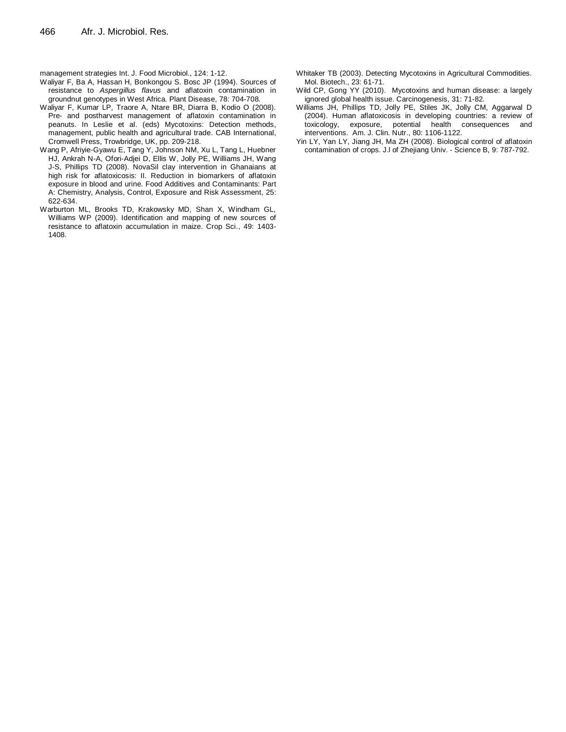management strategies Int. J. Food Microbiol., 124: 1-12.

Waliyar F, Ba A, Hassan H, Bonkongou S. Bosc JP (1994). Sources of resistance to *Aspergillus flavus* and aflatoxin contamination in groundnut genotypes in West Africa. Plant Disease, 78: 704-708.

Waliyar F, Kumar LP, Traore A, Ntare BR, Diarra B, Kodio O (2008). Pre- and postharvest management of aflatoxin contamination in peanuts. In Leslie et al. (eds) Mycotoxins: Detection methods, management, public health and agricultural trade. CAB International, Cromwell Press, Trowbridge, UK, pp. 209-218.

Wang P, Afriyie-Gyawu E, Tang Y, Johnson NM, Xu L, Tang L, Huebner HJ, Ankrah N-A, Ofori-Adjei D, Ellis W, Jolly PE, Williams JH, Wang J-S, Phillips TD (2008). NovaSil clay intervention in Ghanaians at high risk for aflatoxicosis: II. Reduction in biomarkers of aflatoxin exposure in blood and urine. Food Additives and Contaminants: Part A: Chemistry, Analysis, Control, Exposure and Risk Assessment, 25: 622-634.

Warburton ML, Brooks TD, Krakowsky MD, Shan X, Windham GL, Williams WP (2009). Identification and mapping of new sources of resistance to aflatoxin accumulation in maize. Crop Sci., 49: 1403-1408.

Whitaker TB (2003). Detecting Mycotoxins in Agricultural Commodities. Mol. Biotech., 23: 61-71.

Wild CP, Gong YY (2010). Mycotoxins and human disease: a largely ignored global health issue. Carcinogenesis, 31: 71-82.

Williams JH, Phillips TD, Jolly PE, Stiles JK, Jolly CM, Aggarwal D (2004). Human aflatoxicosis in developing countries: a review of toxicology, exposure, potential health consequences and interventions. Am. J. Clin. Nutr., 80: 1106-1122.

Yin LY, Yan LY, Jiang JH, Ma ZH (2008). Biological control of aflatoxin contamination of crops. J.l of Zhejiang Univ. - Science B, 9: 787-792.